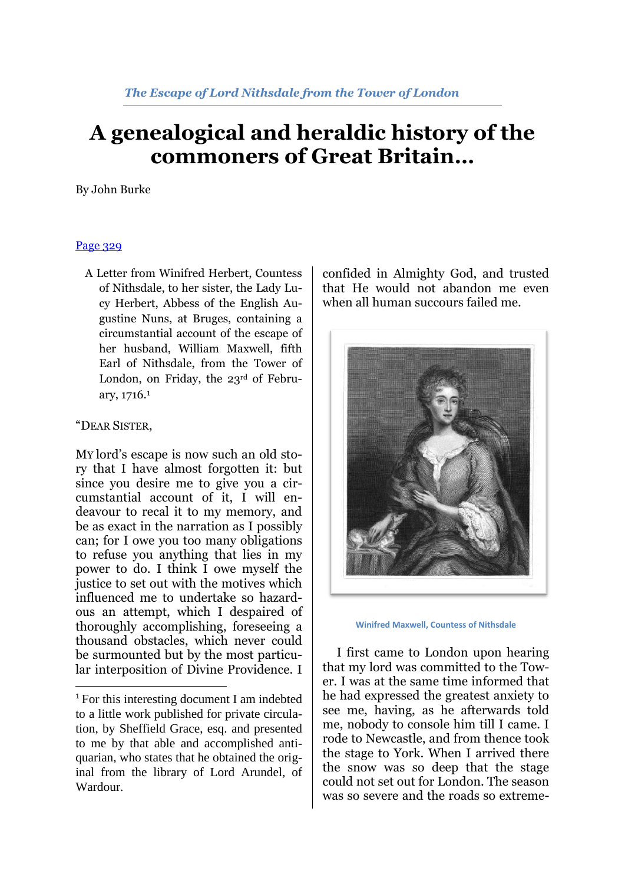# A genealogical and heraldic history of the commoners of Great Britain…

By John Burke

Page 329

A Letter from Winifred Herbert, Countess of Nithsdale, to her sister, the Lady Lucy Herbert, Abbess of the English Augustine Nuns, at Bruges, containing a circumstantial account of the escape of her husband, William Maxwell, fifth Earl of Nithsdale, from the Tower of London, on Friday, the 23rd of February, 1716.[1]

"DEAR SISTER,

MY lord's escape is now such an old story that I have almost forgotten it: but since you desire me to give you a circumstantial account of it, I will endeavour to recal it to my memory, and be as exact in the narration as I possibly can; for I owe you too many obligations to refuse you anything that lies in my power to do. I think I owe myself the justice to set out with the motives which influenced me to undertake so hazardous an attempt, which I despaired of thoroughly accomplishing, foreseeing a thousand obstacles, which never could be surmounted but by the most particular interposition of Divine Providence. I confided in Almighty God, and trusted that He would not abandon me even when all human succours failed me.

Winifred Maxwell, Countess of Nithsdale

I first came to London upon hearing that my lord was committed to the Tower. I was at the same time informed that he had expressed the greatest anxiety to see me, having, as he afterwards told me, nobody to console him till I came. I rode to Newcastle, and from thence took the stage to York. When I arrived there the snow was so deep that the stage could not set out for London. The season was so severe and the roads so extreme-

[1] For this interesting document I am indebted to a little work published for private circulation, by Sheffield Grace, esq. and presented to me by that able and accomplished antiquarian, who states that he obtained the original from the library of Lord Arundel, of Wardour.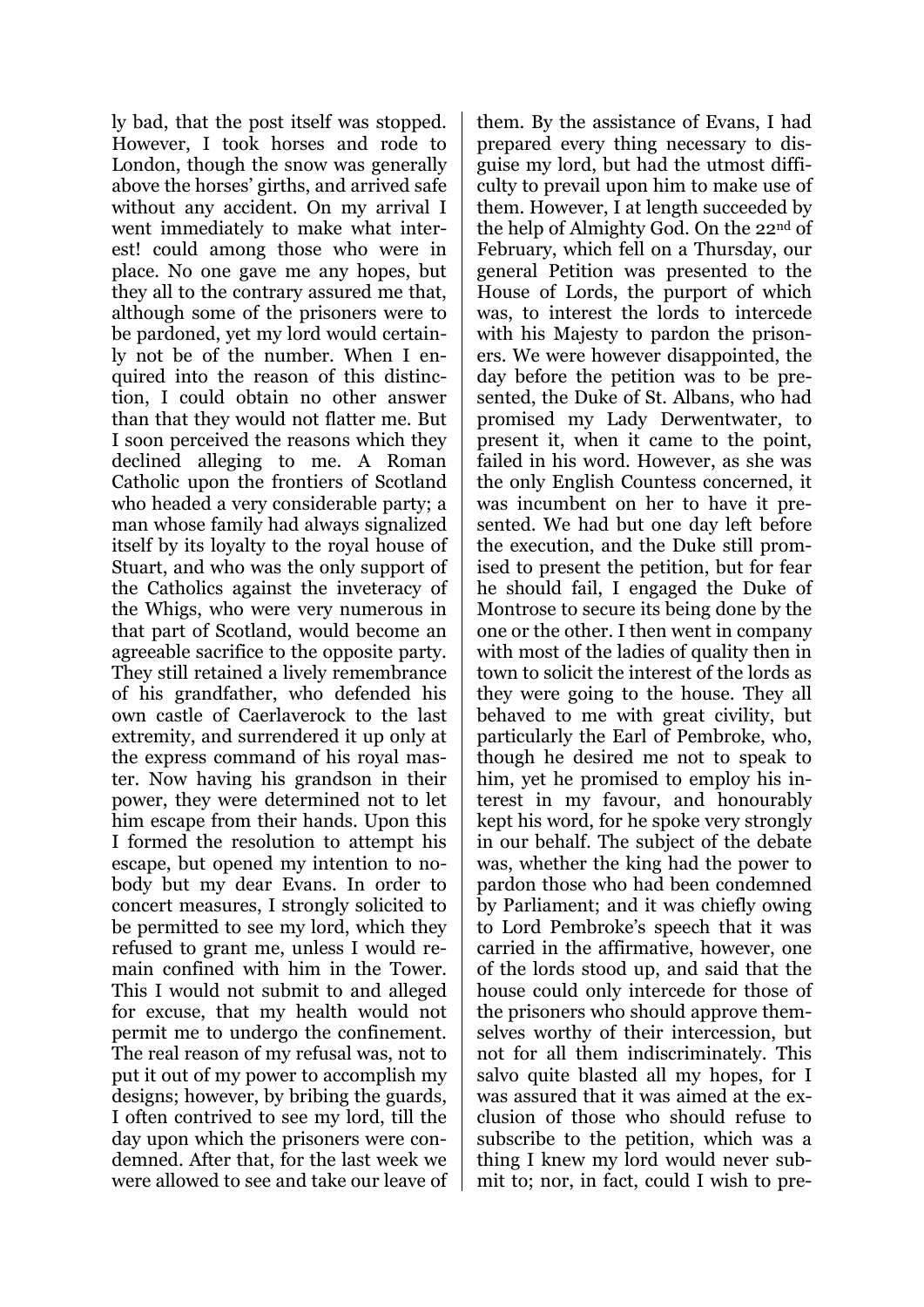ly bad, that the post itself was stopped. However, I took horses and rode to London, though the snow was generally above the horses' girths, and arrived safe without any accident. On my arrival I went immediately to make what interest! could among those who were in place. No one gave me any hopes, but they all to the contrary assured me that, although some of the prisoners were to be pardoned, yet my lord would certainly not be of the number. When I enquired into the reason of this distinction, I could obtain no other answer than that they would not flatter me. But I soon perceived the reasons which they declined alleging to me. A Roman Catholic upon the frontiers of Scotland who headed a very considerable party; a man whose family had always signalized itself by its loyalty to the royal house of Stuart, and who was the only support of the Catholics against the inveteracy of the Whigs, who were very numerous in that part of Scotland, would become an agreeable sacrifice to the opposite party. They still retained a lively remembrance of his grandfather, who defended his own castle of Caerlaverock to the last extremity, and surrendered it up only at the express command of his royal master. Now having his grandson in their power, they were determined not to let him escape from their hands. Upon this I formed the resolution to attempt his escape, but opened my intention to nobody but my dear Evans. In order to concert measures, I strongly solicited to be permitted to see my lord, which they refused to grant me, unless I would remain confined with him in the Tower. This I would not submit to and alleged for excuse, that my health would not permit me to undergo the confinement. The real reason of my refusal was, not to put it out of my power to accomplish my designs; however, by bribing the guards, I often contrived to see my lord, till the day upon which the prisoners were condemned. After that, for the last week we were allowed to see and take our leave of them. By the assistance of Evans, I had prepared every thing necessary to disguise my lord, but had the utmost difficulty to prevail upon him to make use of them. However, I at length succeeded by the help of Almighty God. On the 22nd of February, which fell on a Thursday, our general Petition was presented to the House of Lords, the purport of which was, to interest the lords to intercede with his Majesty to pardon the prisoners. We were however disappointed, the day before the petition was to be presented, the Duke of St. Albans, who had promised my Lady Derwentwater, to present it, when it came to the point, failed in his word. However, as she was the only English Countess concerned, it was incumbent on her to have it presented. We had but one day left before the execution, and the Duke still promised to present the petition, but for fear he should fail, I engaged the Duke of Montrose to secure its being done by the one or the other. I then went in company with most of the ladies of quality then in town to solicit the interest of the lords as they were going to the house. They all behaved to me with great civility, but particularly the Earl of Pembroke, who, though he desired me not to speak to him, yet he promised to employ his interest in my favour, and honourably kept his word, for he spoke very strongly in our behalf. The subject of the debate was, whether the king had the power to pardon those who had been condemned by Parliament; and it was chiefly owing to Lord Pembroke's speech that it was carried in the affirmative, however, one of the lords stood up, and said that the house could only intercede for those of the prisoners who should approve themselves worthy of their intercession, but not for all them indiscriminately. This salvo quite blasted all my hopes, for I was assured that it was aimed at the exclusion of those who should refuse to subscribe to the petition, which was a thing I knew my lord would never submit to; nor, in fact, could I wish to pre-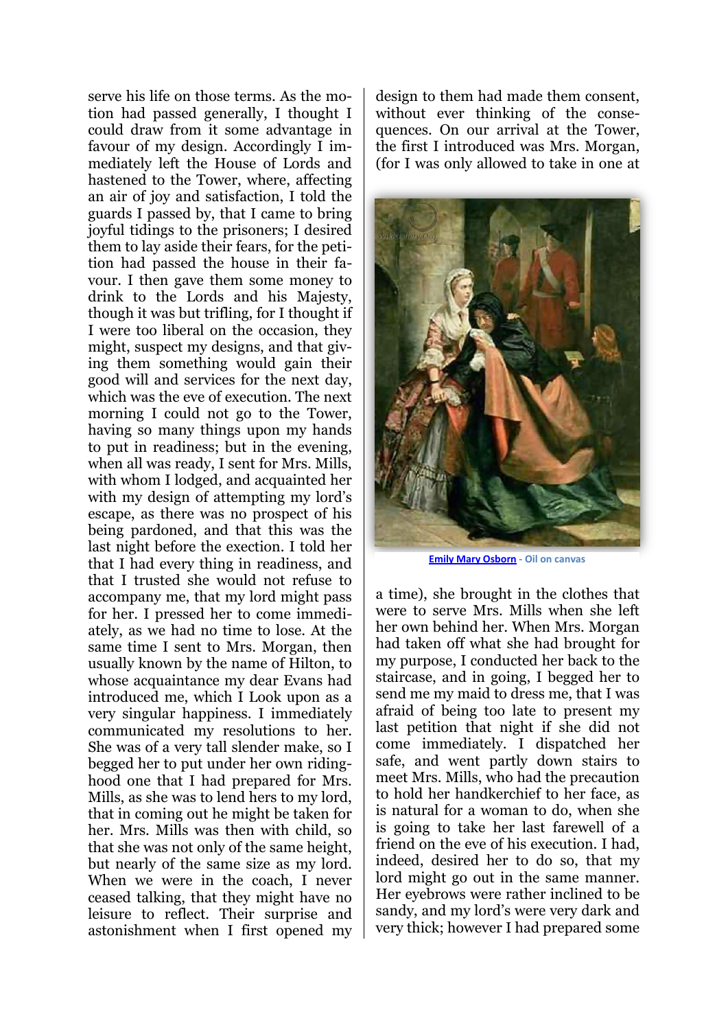serve his life on those terms. As the motion had passed generally, I thought I could draw from it some advantage in favour of my design. Accordingly I immediately left the House of Lords and hastened to the Tower, where, affecting an air of joy and satisfaction, I told the guards I passed by, that I came to bring joyful tidings to the prisoners; I desired them to lay aside their fears, for the petition had passed the house in their favour. I then gave them some money to drink to the Lords and his Majesty, though it was but trifling, for I thought if I were too liberal on the occasion, they might, suspect my designs, and that giving them something would gain their good will and services for the next day, which was the eve of execution. The next morning I could not go to the Tower, having so many things upon my hands to put in readiness; but in the evening, when all was ready, I sent for Mrs. Mills, with whom I lodged, and acquainted her with my design of attempting my lord's escape, as there was no prospect of his being pardoned, and that this was the last night before the exection. I told her that I had every thing in readiness, and that I trusted she would not refuse to accompany me, that my lord might pass for her. I pressed her to come immediately, as we had no time to lose. At the same time I sent to Mrs. Morgan, then usually known by the name of Hilton, to whose acquaintance my dear Evans had introduced me, which I Look upon as a very singular happiness. I immediately communicated my resolutions to her. She was of a very tall slender make, so I begged her to put under her own riding-hood one that I had prepared for Mrs. Mills, as she was to lend hers to my lord, that in coming out he might be taken for her. Mrs. Mills was then with child, so that she was not only of the same height, but nearly of the same size as my lord. When we were in the coach, I never ceased talking, that they might have no leisure to reflect. Their surprise and astonishment when I first opened my design to them had made them consent, without ever thinking of the consequences. On our arrival at the Tower, the first I introduced was Mrs. Morgan, (for I was only allowed to take in one at

Emily Mary Osborn - Oil on canvas

a time), she brought in the clothes that were to serve Mrs. Mills when she left her own behind her. When Mrs. Morgan had taken off what she had brought for my purpose, I conducted her back to the staircase, and in going, I begged her to send me my maid to dress me, that I was afraid of being too late to present my last petition that night if she did not come immediately. I dispatched her safe, and went partly down stairs to meet Mrs. Mills, who had the precaution to hold her handkerchief to her face, as is natural for a woman to do, when she is going to take her last farewell of a friend on the eve of his execution. I had, indeed, desired her to do so, that my lord might go out in the same manner. Her eyebrows were rather inclined to be sandy, and my lord's were very dark and very thick; however I had prepared some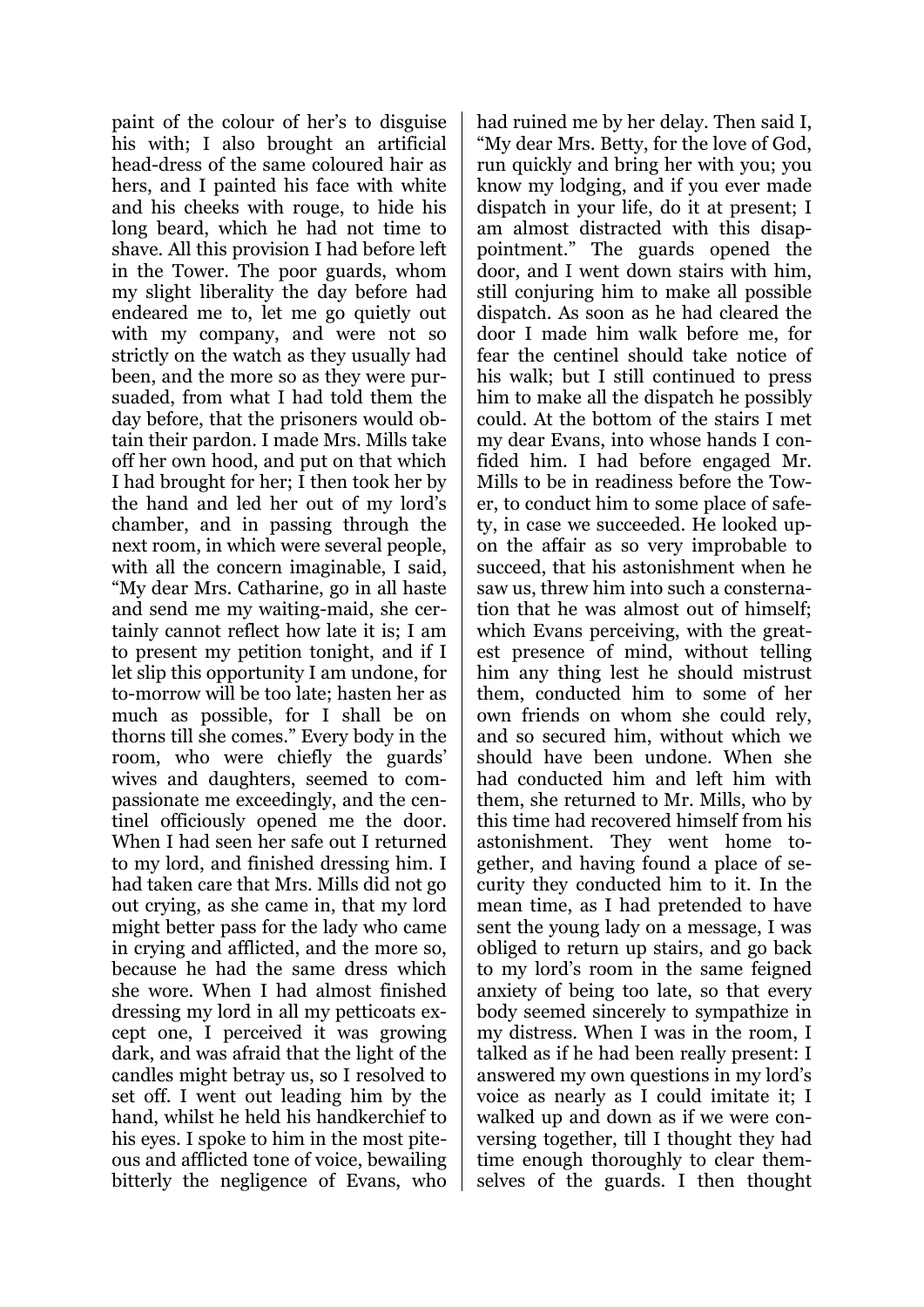paint of the colour of her's to disguise his with; I also brought an artificial head-dress of the same coloured hair as hers, and I painted his face with white and his cheeks with rouge, to hide his long beard, which he had not time to shave. All this provision I had before left in the Tower. The poor guards, whom my slight liberality the day before had endeared me to, let me go quietly out with my company, and were not so strictly on the watch as they usually had been, and the more so as they were persuaded, from what I had told them the day before, that the prisoners would obtain their pardon. I made Mrs. Mills take off her own hood, and put on that which I had brought for her; I then took her by the hand and led her out of my lord's chamber, and in passing through the next room, in which were several people, with all the concern imaginable, I said, "My dear Mrs. Catharine, go in all haste and send me my waiting-maid, she certainly cannot reflect how late it is; I am to present my petition tonight, and if I let slip this opportunity I am undone, for to-morrow will be too late; hasten her as much as possible, for I shall be on thorns till she comes." Every body in the room, who were chiefly the guards' wives and daughters, seemed to compassionate me exceedingly, and the centinel officiously opened me the door. When I had seen her safe out I returned to my lord, and finished dressing him. I had taken care that Mrs. Mills did not go out crying, as she came in, that my lord might better pass for the lady who came in crying and afflicted, and the more so, because he had the same dress which she wore. When I had almost finished dressing my lord in all my petticoats except one, I perceived it was growing dark, and was afraid that the light of the candles might betray us, so I resolved to set off. I went out leading him by the hand, whilst he held his handkerchief to his eyes. I spoke to him in the most piteous and afflicted tone of voice, bewailing bitterly the negligence of Evans, who had ruined me by her delay. Then said I, "My dear Mrs. Betty, for the love of God, run quickly and bring her with you; you know my lodging, and if you ever made dispatch in your life, do it at present; I am almost distracted with this disappointment." The guards opened the door, and I went down stairs with him, still conjuring him to make all possible dispatch. As soon as he had cleared the door I made him walk before me, for fear the centinel should take notice of his walk; but I still continued to press him to make all the dispatch he possibly could. At the bottom of the stairs I met my dear Evans, into whose hands I confided him. I had before engaged Mr. Mills to be in readiness before the Tower, to conduct him to some place of safety, in case we succeeded. He looked upon the affair as so very improbable to succeed, that his astonishment when he saw us, threw him into such a consternation that he was almost out of himself; which Evans perceiving, with the greatest presence of mind, without telling him any thing lest he should mistrust them, conducted him to some of her own friends on whom she could rely, and so secured him, without which we should have been undone. When she had conducted him and left him with them, she returned to Mr. Mills, who by this time had recovered himself from his astonishment. They went home together, and having found a place of security they conducted him to it. In the mean time, as I had pretended to have sent the young lady on a message, I was obliged to return up stairs, and go back to my lord's room in the same feigned anxiety of being too late, so that every body seemed sincerely to sympathize in my distress. When I was in the room, I talked as if he had been really present: I answered my own questions in my lord's voice as nearly as I could imitate it; I walked up and down as if we were conversing together, till I thought they had time enough thoroughly to clear themselves of the guards. I then thought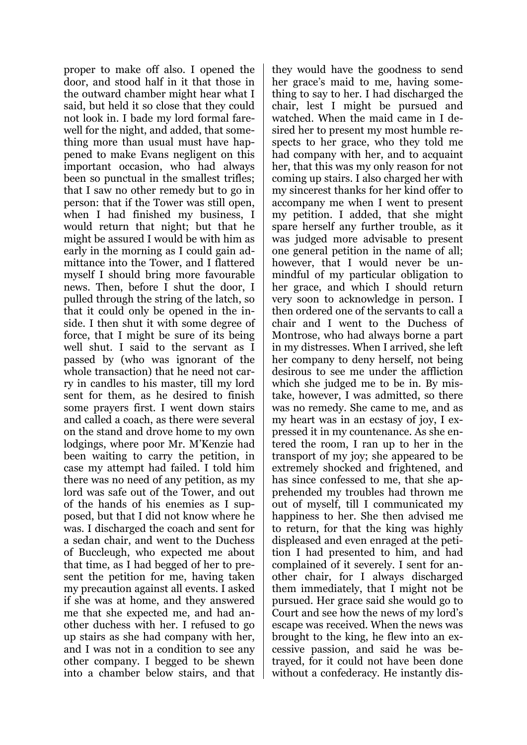proper to make off also. I opened the door, and stood half in it that those in the outward chamber might hear what I said, but held it so close that they could not look in. I bade my lord formal farewell for the night, and added, that something more than usual must have happened to make Evans negligent on this important occasion, who had always been so punctual in the smallest trifles; that I saw no other remedy but to go in person: that if the Tower was still open, when I had finished my business, I would return that night; but that he might be assured I would be with him as early in the morning as I could gain admittance into the Tower, and I flattered myself I should bring more favourable news. Then, before I shut the door, I pulled through the string of the latch, so that it could only be opened in the inside. I then shut it with some degree of force, that I might be sure of its being well shut. I said to the servant as I passed by (who was ignorant of the whole transaction) that he need not carry in candles to his master, till my lord sent for them, as he desired to finish some prayers first. I went down stairs and called a coach, as there were several on the stand and drove home to my own lodgings, where poor Mr. M'Kenzie had been waiting to carry the petition, in case my attempt had failed. I told him there was no need of any petition, as my lord was safe out of the Tower, and out of the hands of his enemies as I supposed, but that I did not know where he was. I discharged the coach and sent for a sedan chair, and went to the Duchess of Buccleugh, who expected me about that time, as I had begged of her to present the petition for me, having taken my precaution against all events. I asked if she was at home, and they answered me that she expected me, and had another duchess with her. I refused to go up stairs as she had company with her, and I was not in a condition to see any other company. I begged to be shewn into a chamber below stairs, and that they would have the goodness to send her grace's maid to me, having something to say to her. I had discharged the chair, lest I might be pursued and watched. When the maid came in I desired her to present my most humble respects to her grace, who they told me had company with her, and to acquaint her, that this was my only reason for not coming up stairs. I also charged her with my sincerest thanks for her kind offer to accompany me when I went to present my petition. I added, that she might spare herself any further trouble, as it was judged more advisable to present one general petition in the name of all; however, that I would never be unmindful of my particular obligation to her grace, and which I should return very soon to acknowledge in person. I then ordered one of the servants to call a chair and I went to the Duchess of Montrose, who had always borne a part in my distresses. When I arrived, she left her company to deny herself, not being desirous to see me under the affliction which she judged me to be in. By mistake, however, I was admitted, so there was no remedy. She came to me, and as my heart was in an ecstasy of joy, I expressed it in my countenance. As she entered the room, I ran up to her in the transport of my joy; she appeared to be extremely shocked and frightened, and has since confessed to me, that she apprehended my troubles had thrown me out of myself, till I communicated my happiness to her. She then advised me to return, for that the king was highly displeased and even enraged at the petition I had presented to him, and had complained of it severely. I sent for another chair, for I always discharged them immediately, that I might not be pursued. Her grace said she would go to Court and see how the news of my lord's escape was received. When the news was brought to the king, he flew into an excessive passion, and said he was betrayed, for it could not have been done without a confederacy. He instantly dis-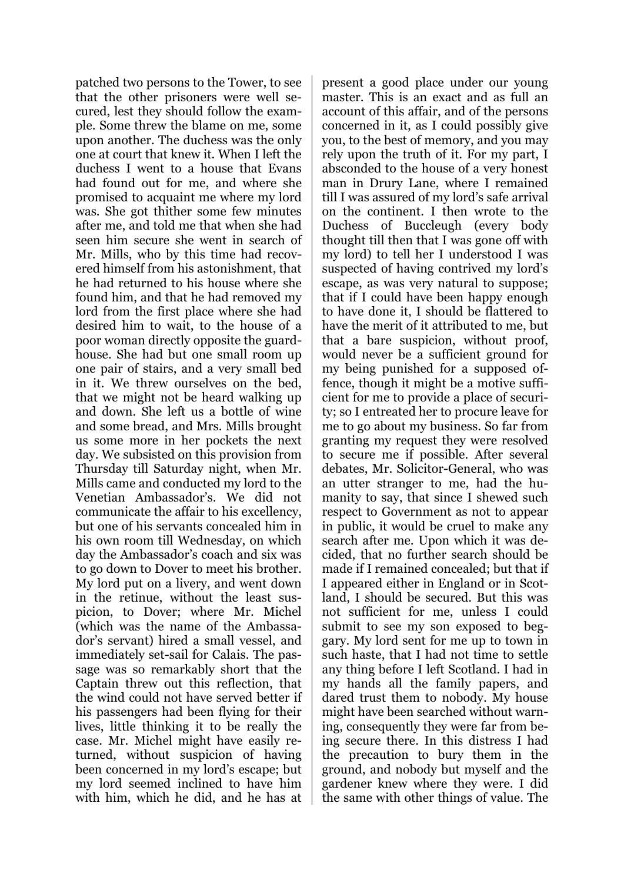patched two persons to the Tower, to see that the other prisoners were well secured, lest they should follow the example. Some threw the blame on me, some upon another. The duchess was the only one at court that knew it. When I left the duchess I went to a house that Evans had found out for me, and where she promised to acquaint me where my lord was. She got thither some few minutes after me, and told me that when she had seen him secure she went in search of Mr. Mills, who by this time had recovered himself from his astonishment, that he had returned to his house where she found him, and that he had removed my lord from the first place where she had desired him to wait, to the house of a poor woman directly opposite the guard-house. She had but one small room up one pair of stairs, and a very small bed in it. We threw ourselves on the bed, that we might not be heard walking up and down. She left us a bottle of wine and some bread, and Mrs. Mills brought us some more in her pockets the next day. We subsisted on this provision from Thursday till Saturday night, when Mr. Mills came and conducted my lord to the Venetian Ambassador's. We did not communicate the affair to his excellency, but one of his servants concealed him in his own room till Wednesday, on which day the Ambassador's coach and six was to go down to Dover to meet his brother. My lord put on a livery, and went down in the retinue, without the least suspicion, to Dover; where Mr. Michel (which was the name of the Ambassador's servant) hired a small vessel, and immediately set-sail for Calais. The passage was so remarkably short that the Captain threw out this reflection, that the wind could not have served better if his passengers had been flying for their lives, little thinking it to be really the case. Mr. Michel might have easily returned, without suspicion of having been concerned in my lord's escape; but my lord seemed inclined to have him with him, which he did, and he has at present a good place under our young master. This is an exact and as full an account of this affair, and of the persons concerned in it, as I could possibly give you, to the best of memory, and you may rely upon the truth of it. For my part, I absconded to the house of a very honest man in Drury Lane, where I remained till I was assured of my lord's safe arrival on the continent. I then wrote to the Duchess of Buccleugh (every body thought till then that I was gone off with my lord) to tell her I understood I was suspected of having contrived my lord's escape, as was very natural to suppose; that if I could have been happy enough to have done it, I should be flattered to have the merit of it attributed to me, but that a bare suspicion, without proof, would never be a sufficient ground for my being punished for a supposed offence, though it might be a motive sufficient for me to provide a place of security; so I entreated her to procure leave for me to go about my business. So far from granting my request they were resolved to secure me if possible. After several debates, Mr. Solicitor-General, who was an utter stranger to me, had the humanity to say, that since I shewed such respect to Government as not to appear in public, it would be cruel to make any search after me. Upon which it was decided, that no further search should be made if I remained concealed; but that if I appeared either in England or in Scotland, I should be secured. But this was not sufficient for me, unless I could submit to see my son exposed to beggary. My lord sent for me up to town in such haste, that I had not time to settle any thing before I left Scotland. I had in my hands all the family papers, and dared trust them to nobody. My house might have been searched without warning, consequently they were far from being secure there. In this distress I had the precaution to bury them in the ground, and nobody but myself and the gardener knew where they were. I did the same with other things of value. The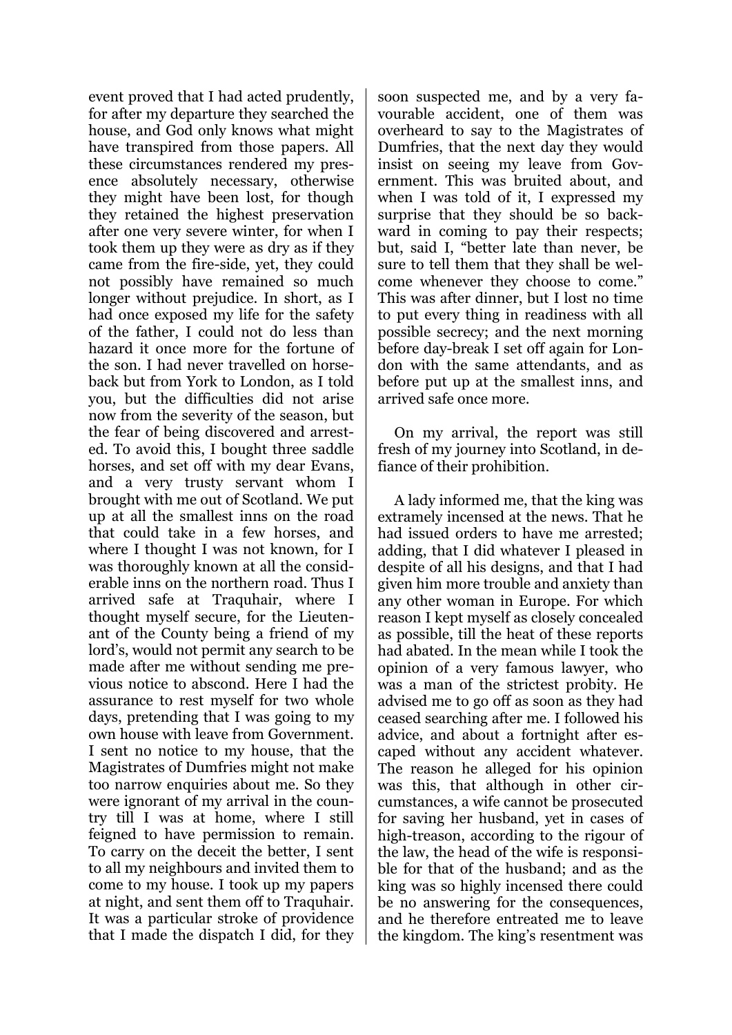event proved that I had acted prudently, for after my departure they searched the house, and God only knows what might have transpired from those papers. All these circumstances rendered my presence absolutely necessary, otherwise they might have been lost, for though they retained the highest preservation after one very severe winter, for when I took them up they were as dry as if they came from the fire-side, yet, they could not possibly have remained so much longer without prejudice. In short, as I had once exposed my life for the safety of the father, I could not do less than hazard it once more for the fortune of the son. I had never travelled on horseback but from York to London, as I told you, but the difficulties did not arise now from the severity of the season, but the fear of being discovered and arrested. To avoid this, I bought three saddle horses, and set off with my dear Evans, and a very trusty servant whom I brought with me out of Scotland. We put up at all the smallest inns on the road that could take in a few horses, and where I thought I was not known, for I was thoroughly known at all the considerable inns on the northern road. Thus I arrived safe at Traquhair, where I thought myself secure, for the Lieutenant of the County being a friend of my lord's, would not permit any search to be made after me without sending me previous notice to abscond. Here I had the assurance to rest myself for two whole days, pretending that I was going to my own house with leave from Government. I sent no notice to my house, that the Magistrates of Dumfries might not make too narrow enquiries about me. So they were ignorant of my arrival in the country till I was at home, where I still feigned to have permission to remain. To carry on the deceit the better, I sent to all my neighbours and invited them to come to my house. I took up my papers at night, and sent them off to Traquhair. It was a particular stroke of providence that I made the dispatch I did, for they soon suspected me, and by a very favourable accident, one of them was overheard to say to the Magistrates of Dumfries, that the next day they would insist on seeing my leave from Government. This was bruited about, and when I was told of it, I expressed my surprise that they should be so backward in coming to pay their respects; but, said I, "better late than never, be sure to tell them that they shall be welcome whenever they choose to come." This was after dinner, but I lost no time to put every thing in readiness with all possible secrecy; and the next morning before day-break I set off again for London with the same attendants, and as before put up at the smallest inns, and arrived safe once more.

On my arrival, the report was still fresh of my journey into Scotland, in defiance of their prohibition.

A lady informed me, that the king was extramely incensed at the news. That he had issued orders to have me arrested; adding, that I did whatever I pleased in despite of all his designs, and that I had given him more trouble and anxiety than any other woman in Europe. For which reason I kept myself as closely concealed as possible, till the heat of these reports had abated. In the mean while I took the opinion of a very famous lawyer, who was a man of the strictest probity. He advised me to go off as soon as they had ceased searching after me. I followed his advice, and about a fortnight after escaped without any accident whatever. The reason he alleged for his opinion was this, that although in other circumstances, a wife cannot be prosecuted for saving her husband, yet in cases of high-treason, according to the rigour of the law, the head of the wife is responsible for that of the husband; and as the king was so highly incensed there could be no answering for the consequences, and he therefore entreated me to leave the kingdom. The king's resentment was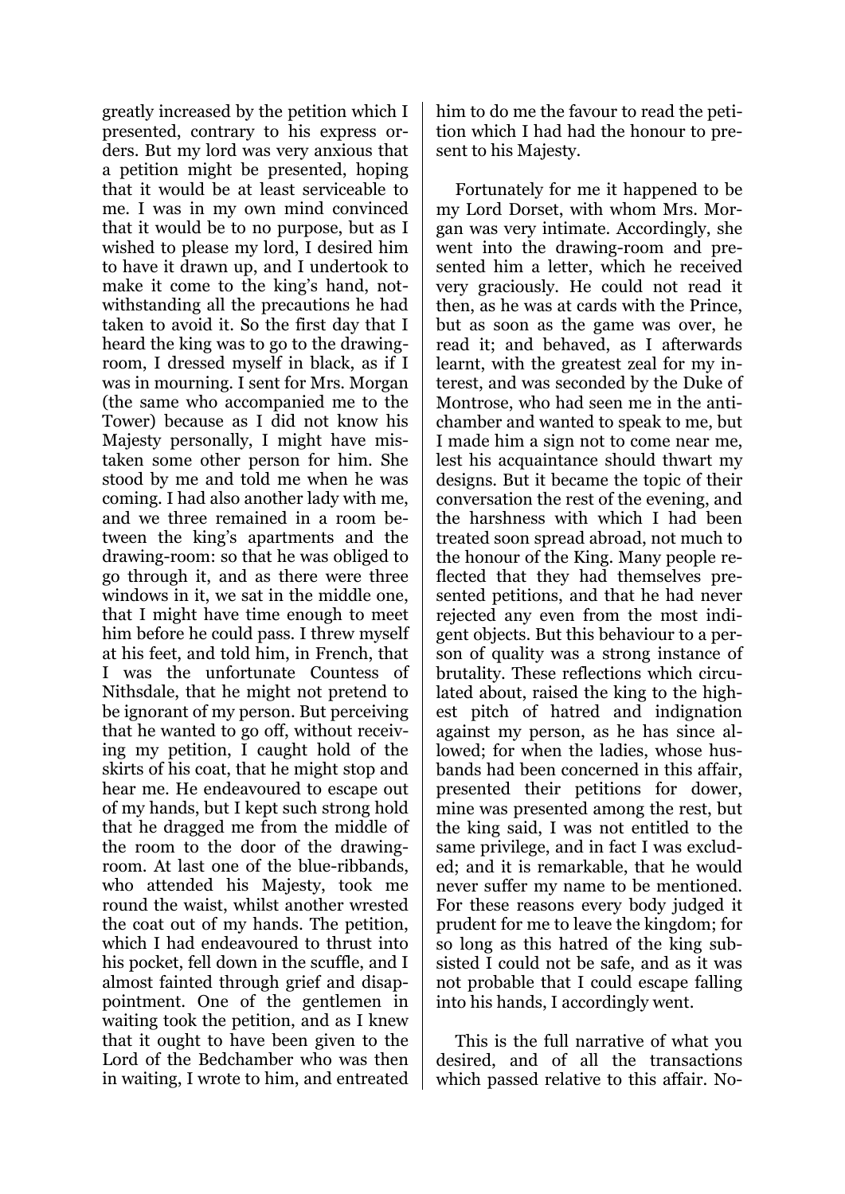greatly increased by the petition which I presented, contrary to his express orders. But my lord was very anxious that a petition might be presented, hoping that it would be at least serviceable to me. I was in my own mind convinced that it would be to no purpose, but as I wished to please my lord, I desired him to have it drawn up, and I undertook to make it come to the king's hand, notwithstanding all the precautions he had taken to avoid it. So the first day that I heard the king was to go to the drawing-room, I dressed myself in black, as if I was in mourning. I sent for Mrs. Morgan (the same who accompanied me to the Tower) because as I did not know his Majesty personally, I might have mistaken some other person for him. She stood by me and told me when he was coming. I had also another lady with me, and we three remained in a room between the king's apartments and the drawing-room: so that he was obliged to go through it, and as there were three windows in it, we sat in the middle one, that I might have time enough to meet him before he could pass. I threw myself at his feet, and told him, in French, that I was the unfortunate Countess of Nithsdale, that he might not pretend to be ignorant of my person. But perceiving that he wanted to go off, without receiving my petition, I caught hold of the skirts of his coat, that he might stop and hear me. He endeavoured to escape out of my hands, but I kept such strong hold that he dragged me from the middle of the room to the door of the drawing-room. At last one of the blue-ribbands, who attended his Majesty, took me round the waist, whilst another wrested the coat out of my hands. The petition, which I had endeavoured to thrust into his pocket, fell down in the scuffle, and I almost fainted through grief and disappointment. One of the gentlemen in waiting took the petition, and as I knew that it ought to have been given to the Lord of the Bedchamber who was then in waiting, I wrote to him, and entreated him to do me the favour to read the petition which I had had the honour to present to his Majesty.

Fortunately for me it happened to be my Lord Dorset, with whom Mrs. Morgan was very intimate. Accordingly, she went into the drawing-room and presented him a letter, which he received very graciously. He could not read it then, as he was at cards with the Prince, but as soon as the game was over, he read it; and behaved, as I afterwards learnt, with the greatest zeal for my interest, and was seconded by the Duke of Montrose, who had seen me in the antichamber and wanted to speak to me, but I made him a sign not to come near me, lest his acquaintance should thwart my designs. But it became the topic of their conversation the rest of the evening, and the harshness with which I had been treated soon spread abroad, not much to the honour of the King. Many people reflected that they had themselves presented petitions, and that he had never rejected any even from the most indigent objects. But this behaviour to a person of quality was a strong instance of brutality. These reflections which circulated about, raised the king to the highest pitch of hatred and indignation against my person, as he has since allowed; for when the ladies, whose husbands had been concerned in this affair, presented their petitions for dower, mine was presented among the rest, but the king said, I was not entitled to the same privilege, and in fact I was excluded; and it is remarkable, that he would never suffer my name to be mentioned. For these reasons every body judged it prudent for me to leave the kingdom; for so long as this hatred of the king subsisted I could not be safe, and as it was not probable that I could escape falling into his hands, I accordingly went.

This is the full narrative of what you desired, and of all the transactions which passed relative to this affair. No-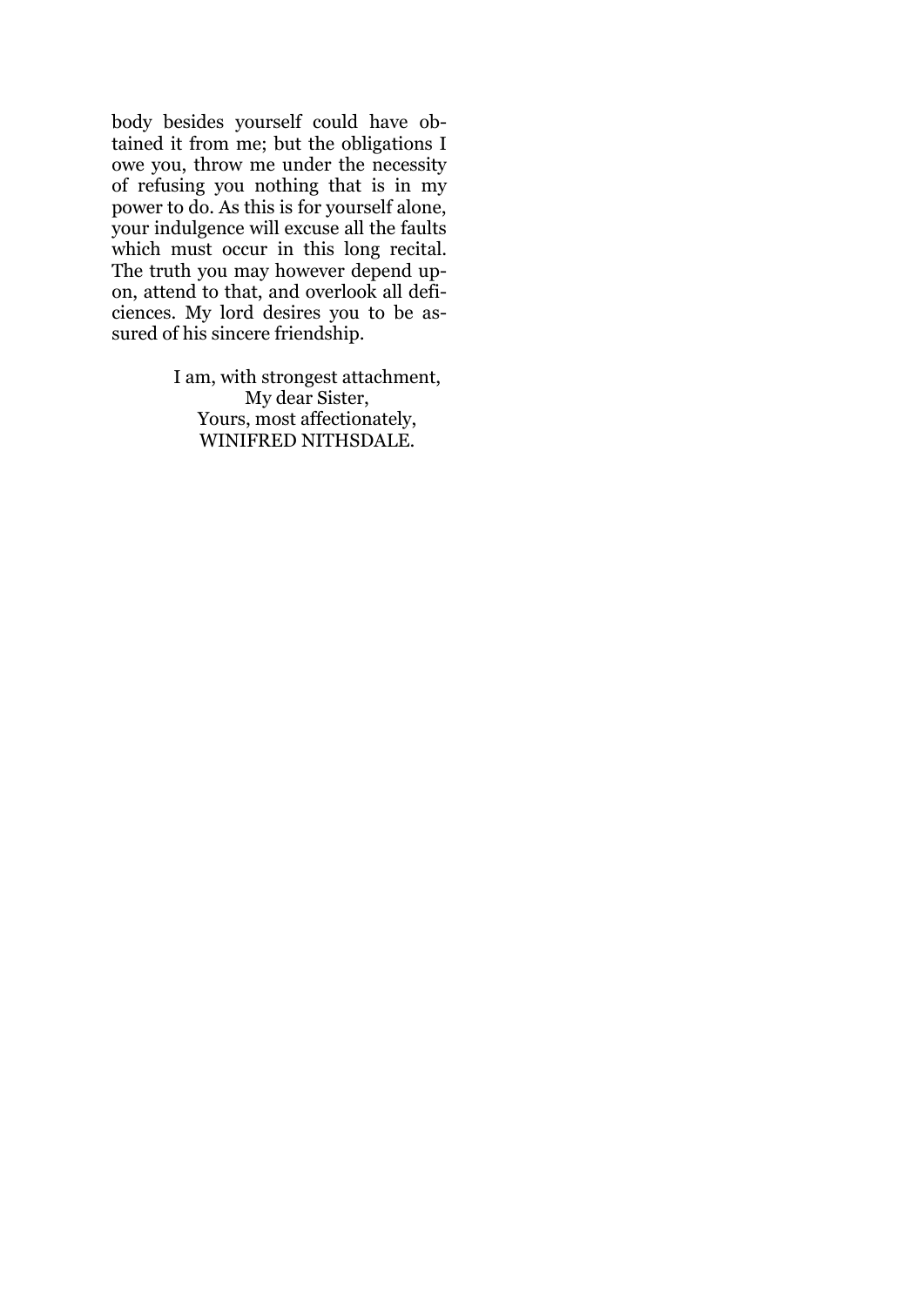body besides yourself could have obtained it from me; but the obligations I owe you, throw me under the necessity of refusing you nothing that is in my power to do. As this is for yourself alone, your indulgence will excuse all the faults which must occur in this long recital. The truth you may however depend upon, attend to that, and overlook all deficiences. My lord desires you to be assured of his sincere friendship.

I am, with strongest attachment,  
My dear Sister,  
Yours, most affectionately,  
WINIFRED NITHSDALE.